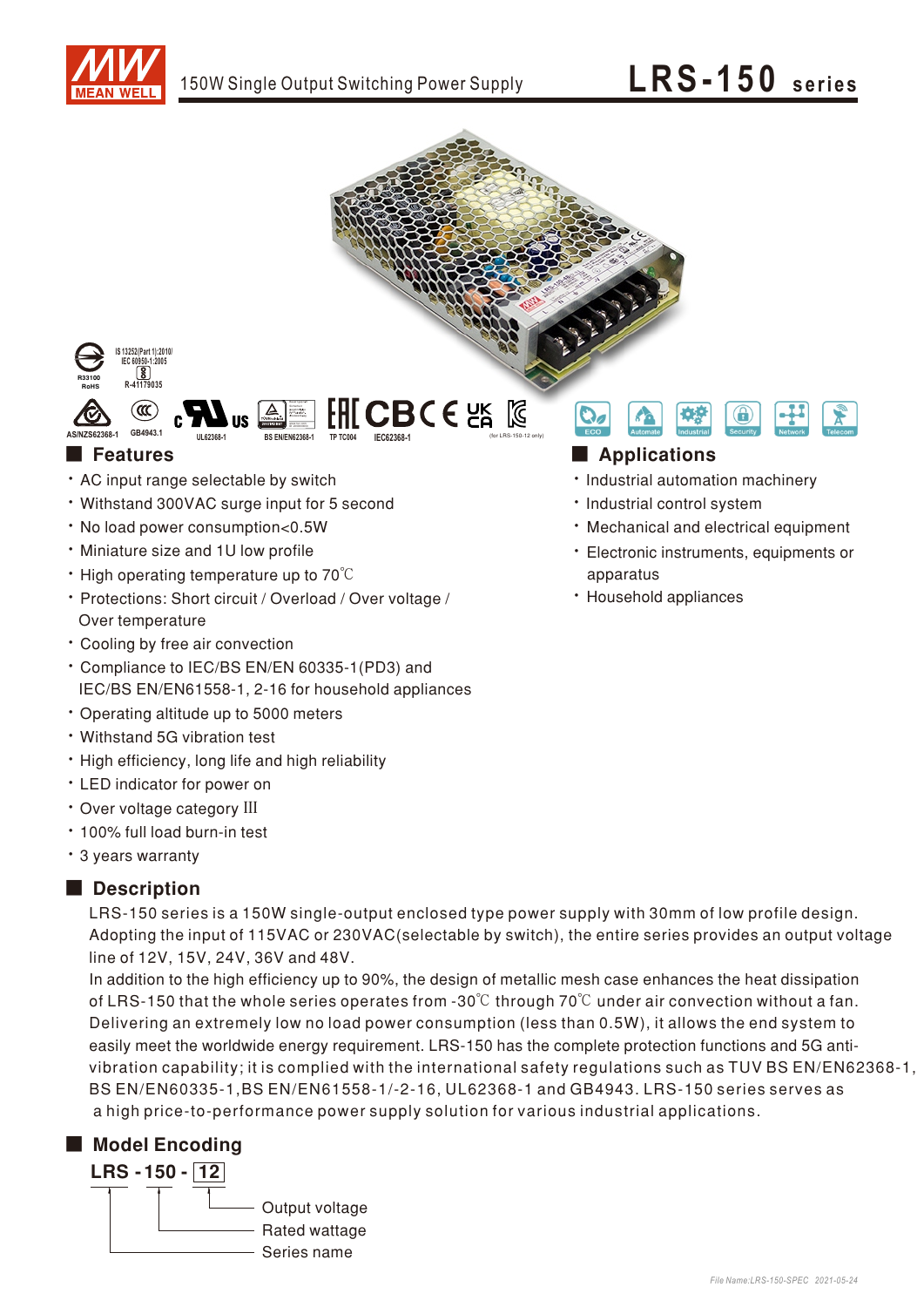# LRS-150 series

150W Single Output Switching Power Supply

## Features

- AC input range selectable by switch
- Withstand 300VAC surge input for 5 second
- No load power consumption<0.5W
- Miniature size and 1U low profile
- High operating temperature up to 70℃
- Protections: Short circuit / Overload / Over voltage / Over temperature
- Cooling by free air convection
- Compliance to IEC/BS EN/EN 60335-1(PD3) and IEC/BS EN/EN61558-1, 2-16 for household appliances
- Operating altitude up to 5000 meters
- Withstand 5G vibration test
- High efficiency, long life and high reliability
- LED indicator for power on
- Over voltage category III
- 100% full load burn-in test
- 3 years warranty

## Applications

- Industrial automation machinery
- Industrial control system
- Mechanical and electrical equipment
- Electronic instruments, equipments or apparatus
- Household appliances

## Description

LRS-150 series is a 150W single-output enclosed type power supply with 30mm of low profile design. Adopting the input of 115VAC or 230VAC(selectable by switch), the entire series provides an output voltage line of 12V, 15V, 24V, 36V and 48V.

In addition to the high efficiency up to 90%, the design of metallic mesh case enhances the heat dissipation of LRS-150 that the whole series operates from -30℃ through 70℃ under air convection without a fan. Delivering an extremely low no load power consumption (less than 0.5W), it allows the end system to easily meet the worldwide energy requirement. LRS-150 has the complete protection functions and 5G anti-vibration capability; it is complied with the international safety regulations such as TUV BS EN/EN62368-1, BS EN/EN60335-1,BS EN/EN61558-1/-2-16, UL62368-1 and GB4943. LRS-150 series serves as a high price-to-performance power supply solution for various industrial applications.

## Model Encoding

**LRS - 150 - 12**

- 12: Output voltage
- 150: Rated wattage
- LRS: Series name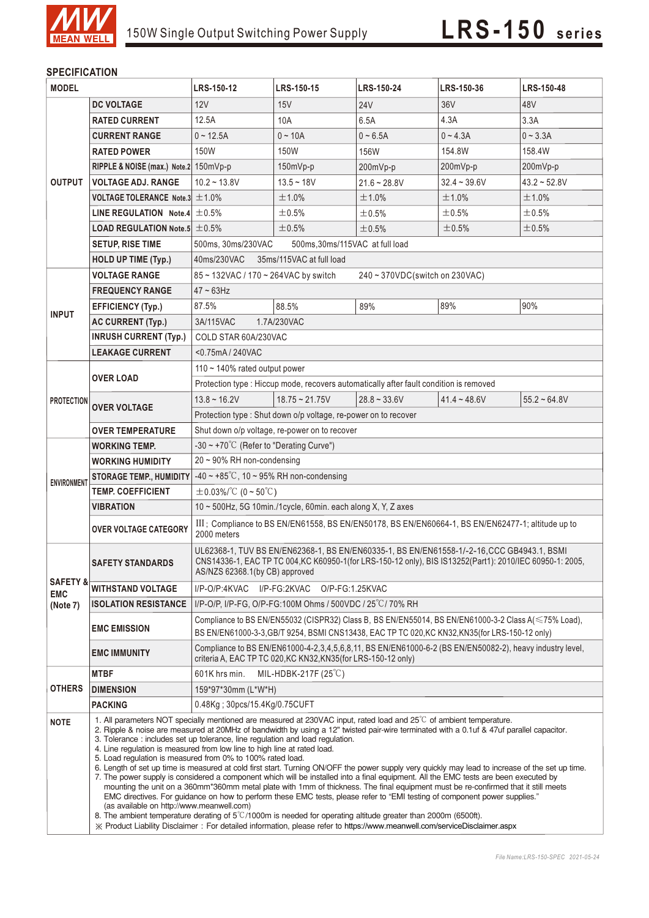## SPECIFICATION

| MODEL | | LRS-150-12 | LRS-150-15 | LRS-150-24 | LRS-150-36 | LRS-150-48 |
|---|---|---|---|---|---|---|
| OUTPUT | DC VOLTAGE | 12V | 15V | 24V | 36V | 48V |
| | RATED CURRENT | 12.5A | 10A | 6.5A | 4.3A | 3.3A |
| | CURRENT RANGE | 0 ~ 12.5A | 0 ~ 10A | 0 ~ 6.5A | 0 ~ 4.3A | 0 ~ 3.3A |
| | RATED POWER | 150W | 150W | 156W | 154.8W | 158.4W |
| | RIPPLE & NOISE (max.) Note.2 | 150mVp-p | 150mVp-p | 200mVp-p | 200mVp-p | 200mVp-p |
| | VOLTAGE ADJ. RANGE | 10.2 ~ 13.8V | 13.5 ~ 18V | 21.6 ~ 28.8V | 32.4 ~ 39.6V | 43.2 ~ 52.8V |
| | VOLTAGE TOLERANCE Note.3 | ±1.0% | ±1.0% | ±1.0% | ±1.0% | ±1.0% |
| | LINE REGULATION Note.4 | ±0.5% | ±0.5% | ±0.5% | ±0.5% | ±0.5% |
| | LOAD REGULATION Note.5 | ±0.5% | ±0.5% | ±0.5% | ±0.5% | ±0.5% |
| | SETUP, RISE TIME | 500ms, 30ms/230VAC 500ms,30ms/115VAC at full load | | | | |
| | HOLD UP TIME (Typ.) | 40ms/230VAC 35ms/115VAC at full load | | | | |
| INPUT | VOLTAGE RANGE | 85 ~ 132VAC / 170 ~ 264VAC by switch 240 ~ 370VDC(switch on 230VAC) | | | | |
| | FREQUENCY RANGE | 47 ~ 63Hz | | | | |
| | EFFICIENCY (Typ.) | 87.5% | 88.5% | 89% | 89% | 90% |
| | AC CURRENT (Typ.) | 3A/115VAC 1.7A/230VAC | | | | |
| | INRUSH CURRENT (Typ.) | COLD STAR 60A/230VAC | | | | |
| | LEAKAGE CURRENT | <0.75mA / 240VAC | | | | |
| PROTECTION | OVER LOAD | 110 ~ 140% rated output power | | | | |
| | | Protection type : Hiccup mode, recovers automatically after fault condition is removed | | | | |
| | OVER VOLTAGE | 13.8 ~ 16.2V | 18.75 ~ 21.75V | 28.8 ~ 33.6V | 41.4 ~ 48.6V | 55.2 ~ 64.8V |
| | | Protection type : Shut down o/p voltage, re-power on to recover | | | | |
| | OVER TEMPERATURE | Shut down o/p voltage, re-power on to recover | | | | |
| ENVIRONMENT | WORKING TEMP. | -30 ~ +70℃ (Refer to "Derating Curve") | | | | |
| | WORKING HUMIDITY | 20 ~ 90% RH non-condensing | | | | |
| | STORAGE TEMP., HUMIDITY | -40 ~ +85℃, 10 ~ 95% RH non-condensing | | | | |
| | TEMP. COEFFICIENT | ±0.03%/℃ (0 ~ 50℃) | | | | |
| | VIBRATION | 10 ~ 500Hz, 5G 10min./1cycle, 60min. each along X, Y, Z axes | | | | |
| | OVER VOLTAGE CATEGORY | III; Compliance to BS EN/EN61558, BS EN/EN50178, BS EN/EN60664-1, BS EN/EN62477-1; altitude up to 2000 meters | | | | |
| SAFETY & EMC (Note 7) | SAFETY STANDARDS | UL62368-1, TUV BS EN/EN62368-1, BS EN/EN60335-1, BS EN/EN61558-1/-2-16,CCC GB4943.1, BSMI CNS14336-1, EAC TP TC 004,KC K60950-1(for LRS-150-12 only), BIS IS13252(Part1): 2010/IEC 60950-1: 2005, AS/NZS 62368.1(by CB) approved | | | | |
| | WITHSTAND VOLTAGE | I/P-O/P:4KVAC I/P-FG:2KVAC O/P-FG:1.25KVAC | | | | |
| | ISOLATION RESISTANCE | I/P-O/P, I/P-FG, O/P-FG:100M Ohms / 500VDC / 25℃/ 70% RH | | | | |
| | EMC EMISSION | Compliance to BS EN/EN55032 (CISPR32) Class B, BS EN/EN55014, BS EN/EN61000-3-2 Class A(≤75% Load), BS EN/EN61000-3-3,GB/T 9254, BSMI CNS13438, EAC TP TC 020,KC KN32,KN35(for LRS-150-12 only) | | | | |
| | EMC IMMUNITY | Compliance to BS EN/EN61000-4-2,3,4,5,6,8,11, BS EN/EN61000-6-2 (BS EN/EN50082-2), heavy industry level, criteria A, EAC TP TC 020,KC KN32,KN35(for LRS-150-12 only) | | | | |
| OTHERS | MTBF | 601K hrs min. MIL-HDBK-217F (25℃) | | | | |
| | DIMENSION | 159*97*30mm (L*W*H) | | | | |
| | PACKING | 0.48Kg ; 30pcs/15.4Kg/0.75CUFT | | | | |

**NOTE**

1. All parameters NOT specially mentioned are measured at 230VAC input, rated load and 25℃ of ambient temperature.
2. Ripple & noise are measured at 20MHz of bandwidth by using a 12" twisted pair-wire terminated with a 0.1uf & 47uf parallel capacitor.
3. Tolerance : includes set up tolerance, line regulation and load regulation.
4. Line regulation is measured from low line to high line at rated load.
5. Load regulation is measured from 0% to 100% rated load.
6. Length of set up time is measured at cold first start. Turning ON/OFF the power supply very quickly may lead to increase of the set up time.
7. The power supply is considered a component which will be installed into a final equipment. All the EMC tests are been executed by mounting the unit on a 360mm*360mm metal plate with 1mm of thickness. The final equipment must be re-confirmed that it still meets EMC directives. For guidance on how to perform these EMC tests, please refer to "EMI testing of component power supplies." (as available on http://www.meanwell.com)
8. The ambient temperature derating of 5℃/1000m is needed for operating altitude greater than 2000m (6500ft).

※ Product Liability Disclaimer : For detailed information, please refer to https://www.meanwell.com/serviceDisclaimer.aspx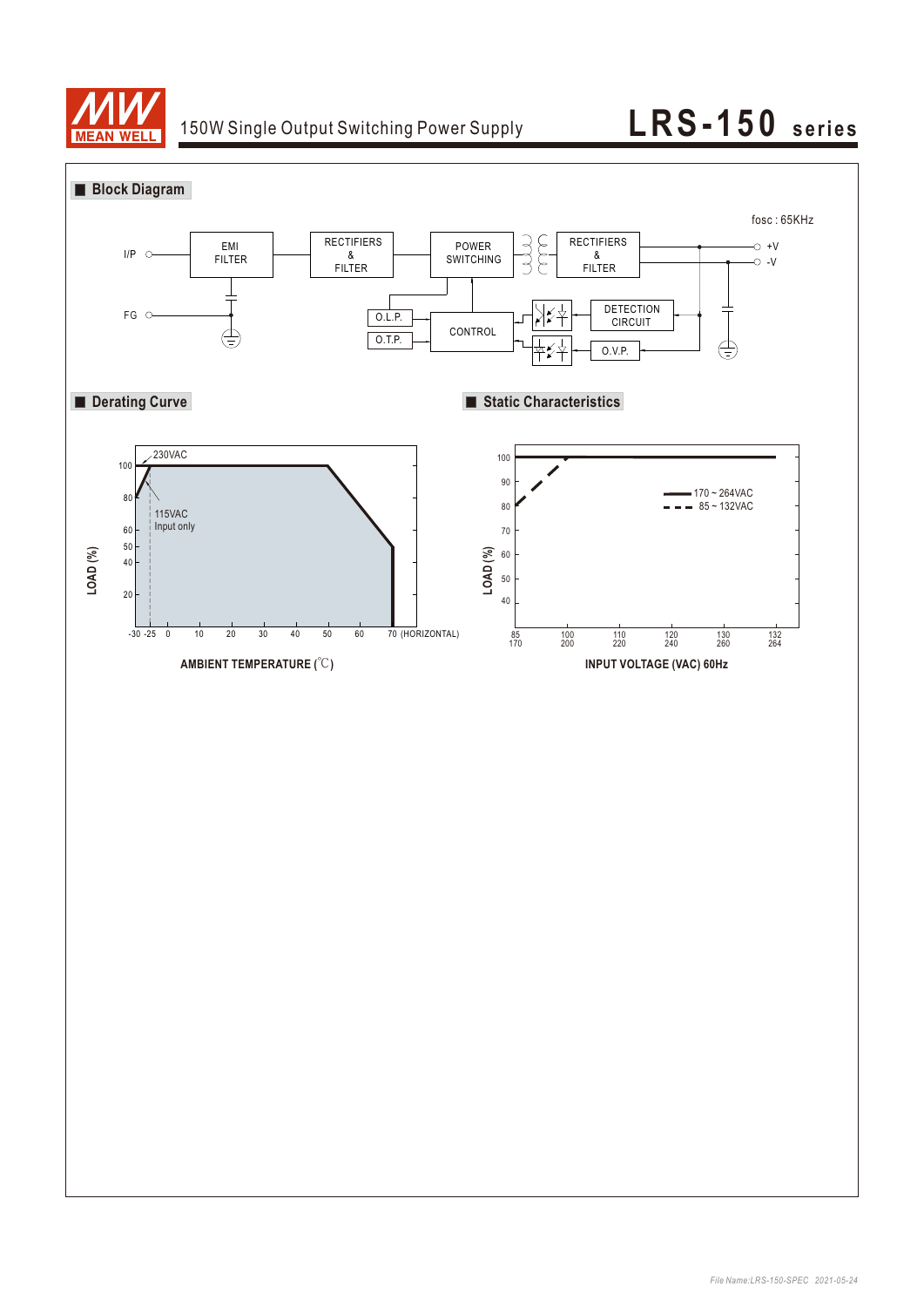## Block Diagram

fosc : 65KHz

I/P — EMI FILTER — RECTIFIERS & FILTER — POWER SWITCHING — RECTIFIERS & FILTER — +V / -V

FG

O.L.P.

O.T.P.

CONTROL

DETECTION CIRCUIT

O.V.P.

## Derating Curve

230VAC

115VAC Input only

LOAD (%)

100, 80, 60, 50, 40, 20

-30 -25 0 10 20 30 40 50 60 70 (HORIZONTAL)

AMBIENT TEMPERATURE (℃)

## Static Characteristics

LOAD (%)

100, 90, 80, 70, 60, 50, 40

170 ~ 264VAC

85 ~ 132VAC

85/170, 100/200, 110/220, 120/240, 130/260, 132/264

INPUT VOLTAGE (VAC) 60Hz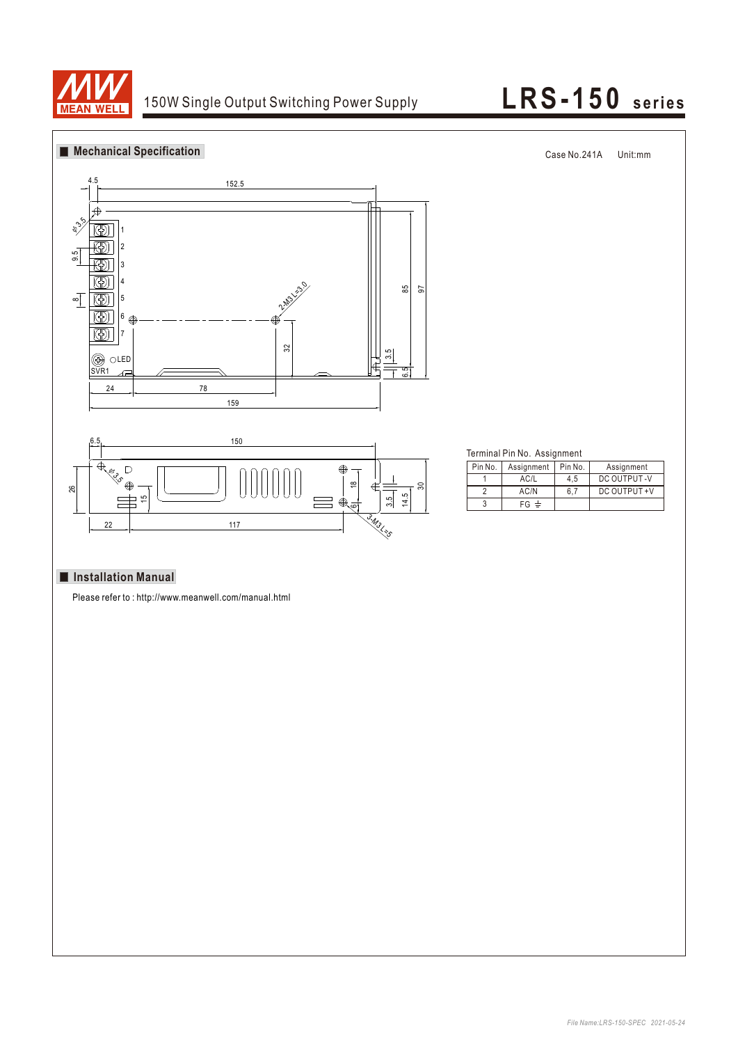## Mechanical Specification

Case No.241A Unit:mm

4.5
152.5
ϕ3.5
1
2
3
4
5
6
7
9.5
8
2-M3 L=3.0
85
97
32
3.5
6.5
LED
SVR1
24
78
159

6.5
150
ϕ3.5
26
15
18
30
3.5
14.5
6
3-M3 L=5
22
117

Terminal Pin No. Assignment

| Pin No. | Assignment | Pin No. | Assignment |
|---|---|---|---|
| 1 | AC/L | 4,5 | DC OUTPUT -V |
| 2 | AC/N | 6,7 | DC OUTPUT +V |
| 3 | FG ⏚ | | |

## Installation Manual

Please refer to : http://www.meanwell.com/manual.html